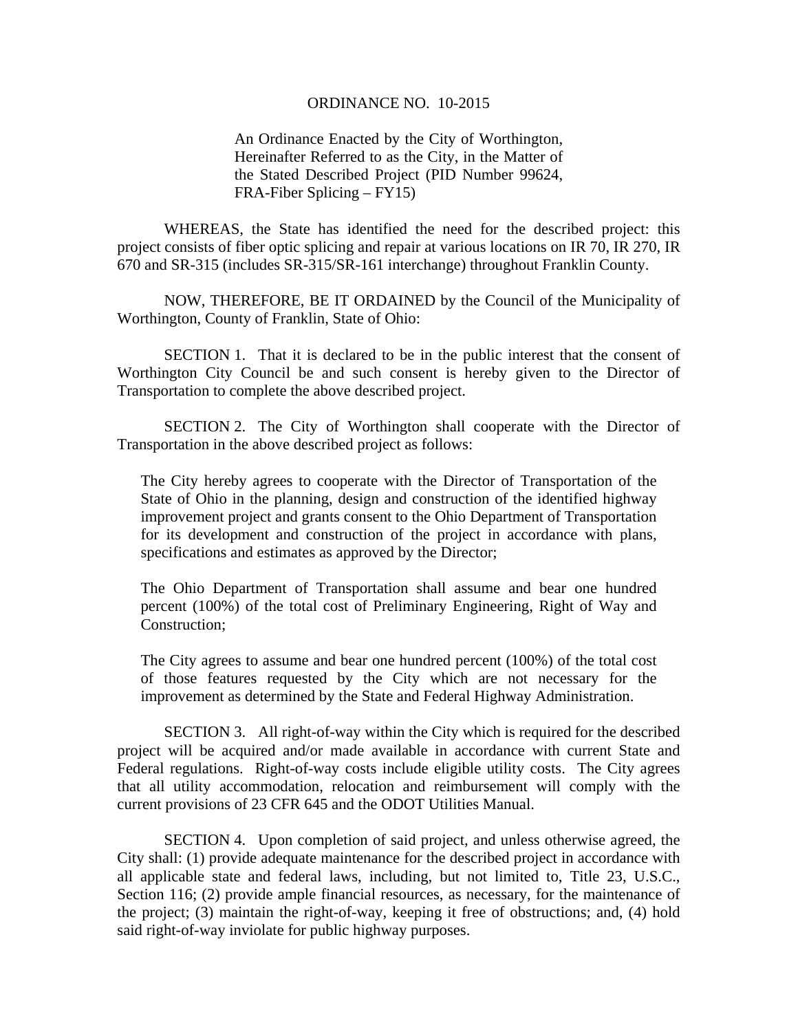# ORDINANCE NO. 10-2015

An Ordinance Enacted by the City of Worthington, Hereinafter Referred to as the City, in the Matter of the Stated Described Project (PID Number 99624, FRA-Fiber Splicing – FY15)

WHEREAS, the State has identified the need for the described project: this project consists of fiber optic splicing and repair at various locations on IR 70, IR 270, IR 670 and SR-315 (includes SR-315/SR-161 interchange) throughout Franklin County.

NOW, THEREFORE, BE IT ORDAINED by the Council of the Municipality of Worthington, County of Franklin, State of Ohio:

SECTION 1. That it is declared to be in the public interest that the consent of Worthington City Council be and such consent is hereby given to the Director of Transportation to complete the above described project.

SECTION 2. The City of Worthington shall cooperate with the Director of Transportation in the above described project as follows:

> The City hereby agrees to cooperate with the Director of Transportation of the State of Ohio in the planning, design and construction of the identified highway improvement project and grants consent to the Ohio Department of Transportation for its development and construction of the project in accordance with plans, specifications and estimates as approved by the Director;
>
> The Ohio Department of Transportation shall assume and bear one hundred percent (100%) of the total cost of Preliminary Engineering, Right of Way and Construction;
>
> The City agrees to assume and bear one hundred percent (100%) of the total cost of those features requested by the City which are not necessary for the improvement as determined by the State and Federal Highway Administration.

SECTION 3. All right-of-way within the City which is required for the described project will be acquired and/or made available in accordance with current State and Federal regulations. Right-of-way costs include eligible utility costs. The City agrees that all utility accommodation, relocation and reimbursement will comply with the current provisions of 23 CFR 645 and the ODOT Utilities Manual.

SECTION 4. Upon completion of said project, and unless otherwise agreed, the City shall: (1) provide adequate maintenance for the described project in accordance with all applicable state and federal laws, including, but not limited to, Title 23, U.S.C., Section 116; (2) provide ample financial resources, as necessary, for the maintenance of the project; (3) maintain the right-of-way, keeping it free of obstructions; and, (4) hold said right-of-way inviolate for public highway purposes.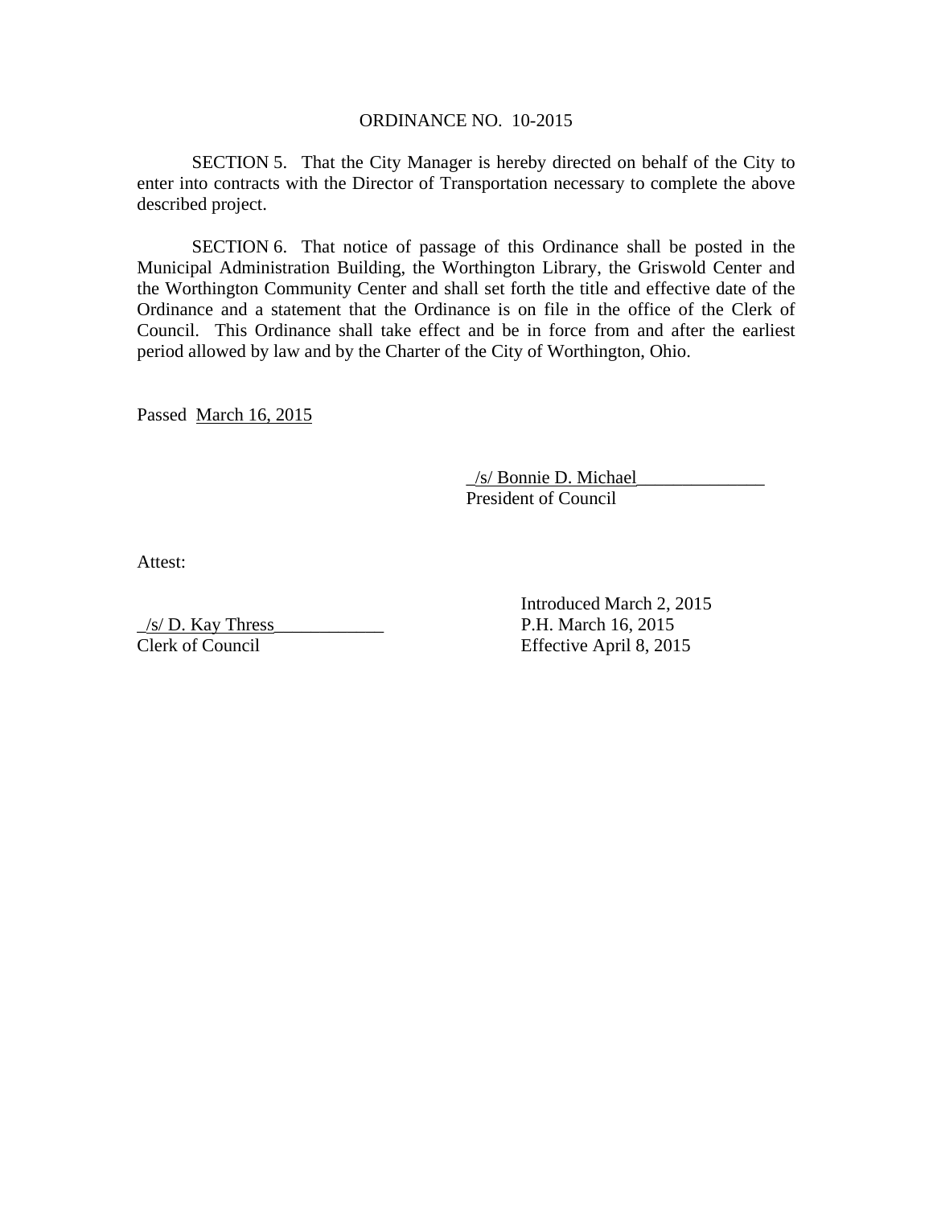ORDINANCE NO. 10-2015

SECTION 5. That the City Manager is hereby directed on behalf of the City to enter into contracts with the Director of Transportation necessary to complete the above described project.

SECTION 6. That notice of passage of this Ordinance shall be posted in the Municipal Administration Building, the Worthington Library, the Griswold Center and the Worthington Community Center and shall set forth the title and effective date of the Ordinance and a statement that the Ordinance is on file in the office of the Clerk of Council. This Ordinance shall take effect and be in force from and after the earliest period allowed by law and by the Charter of the City of Worthington, Ohio.

Passed March 16, 2015

_/s/ Bonnie D. Michael______________
President of Council

Attest:

_/s/ D. Kay Thress____________
Clerk of Council

Introduced March 2, 2015
P.H. March 16, 2015
Effective April 8, 2015